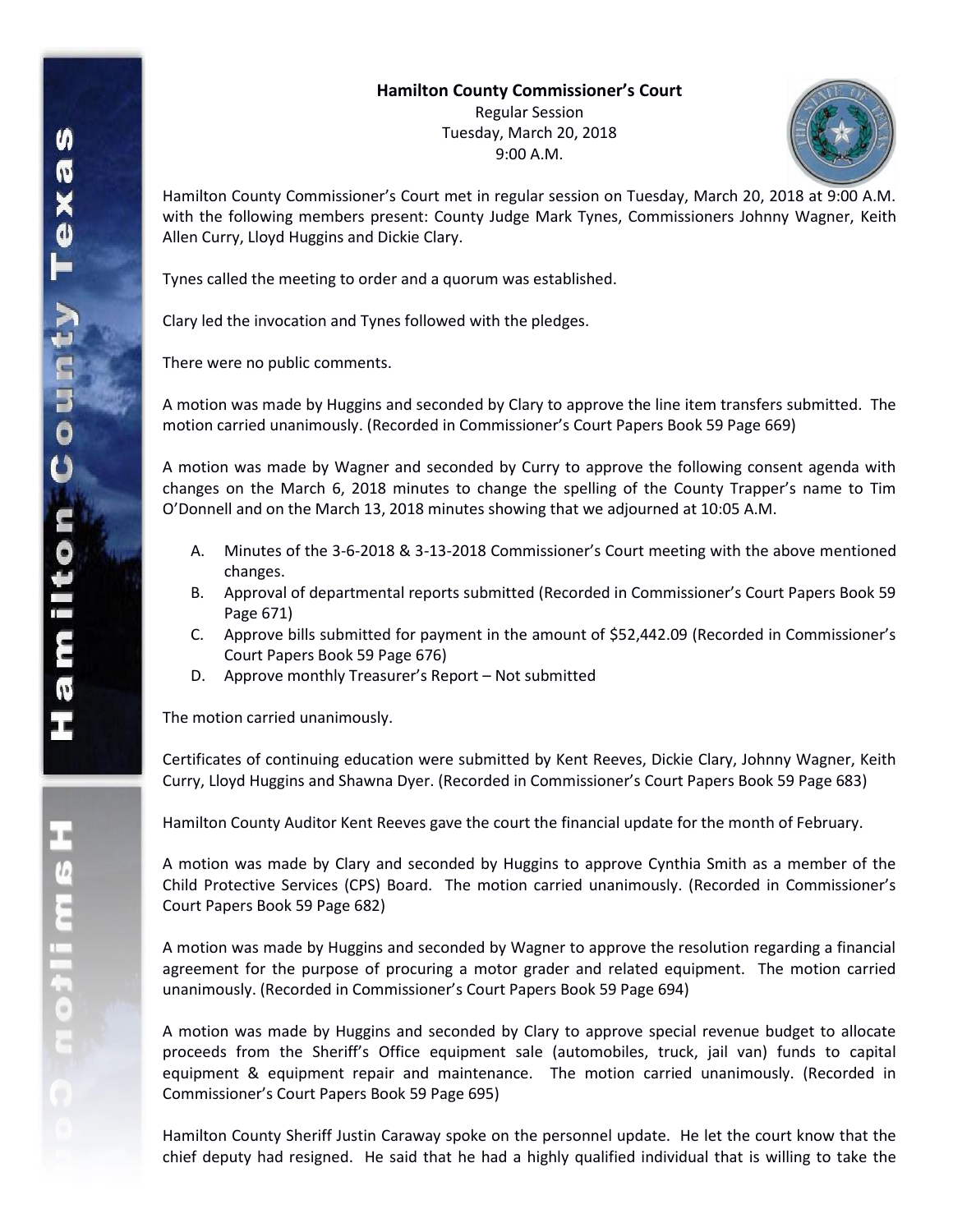**Hamilton County Commissioner's Court**

Regular Session
Tuesday, March 20, 2018
9:00 A.M.

Hamilton County Commissioner's Court met in regular session on Tuesday, March 20, 2018 at 9:00 A.M. with the following members present: County Judge Mark Tynes, Commissioners Johnny Wagner, Keith Allen Curry, Lloyd Huggins and Dickie Clary.

Tynes called the meeting to order and a quorum was established.

Clary led the invocation and Tynes followed with the pledges.

There were no public comments.

A motion was made by Huggins and seconded by Clary to approve the line item transfers submitted. The motion carried unanimously. (Recorded in Commissioner's Court Papers Book 59 Page 669)

A motion was made by Wagner and seconded by Curry to approve the following consent agenda with changes on the March 6, 2018 minutes to change the spelling of the County Trapper's name to Tim O'Donnell and on the March 13, 2018 minutes showing that we adjourned at 10:05 A.M.

A. Minutes of the 3-6-2018 & 3-13-2018 Commissioner's Court meeting with the above mentioned changes.
B. Approval of departmental reports submitted (Recorded in Commissioner's Court Papers Book 59 Page 671)
C. Approve bills submitted for payment in the amount of $52,442.09 (Recorded in Commissioner's Court Papers Book 59 Page 676)
D. Approve monthly Treasurer's Report – Not submitted

The motion carried unanimously.

Certificates of continuing education were submitted by Kent Reeves, Dickie Clary, Johnny Wagner, Keith Curry, Lloyd Huggins and Shawna Dyer. (Recorded in Commissioner's Court Papers Book 59 Page 683)

Hamilton County Auditor Kent Reeves gave the court the financial update for the month of February.

A motion was made by Clary and seconded by Huggins to approve Cynthia Smith as a member of the Child Protective Services (CPS) Board. The motion carried unanimously. (Recorded in Commissioner's Court Papers Book 59 Page 682)

A motion was made by Huggins and seconded by Wagner to approve the resolution regarding a financial agreement for the purpose of procuring a motor grader and related equipment. The motion carried unanimously. (Recorded in Commissioner's Court Papers Book 59 Page 694)

A motion was made by Huggins and seconded by Clary to approve special revenue budget to allocate proceeds from the Sheriff's Office equipment sale (automobiles, truck, jail van) funds to capital equipment & equipment repair and maintenance. The motion carried unanimously. (Recorded in Commissioner's Court Papers Book 59 Page 695)

Hamilton County Sheriff Justin Caraway spoke on the personnel update. He let the court know that the chief deputy had resigned. He said that he had a highly qualified individual that is willing to take the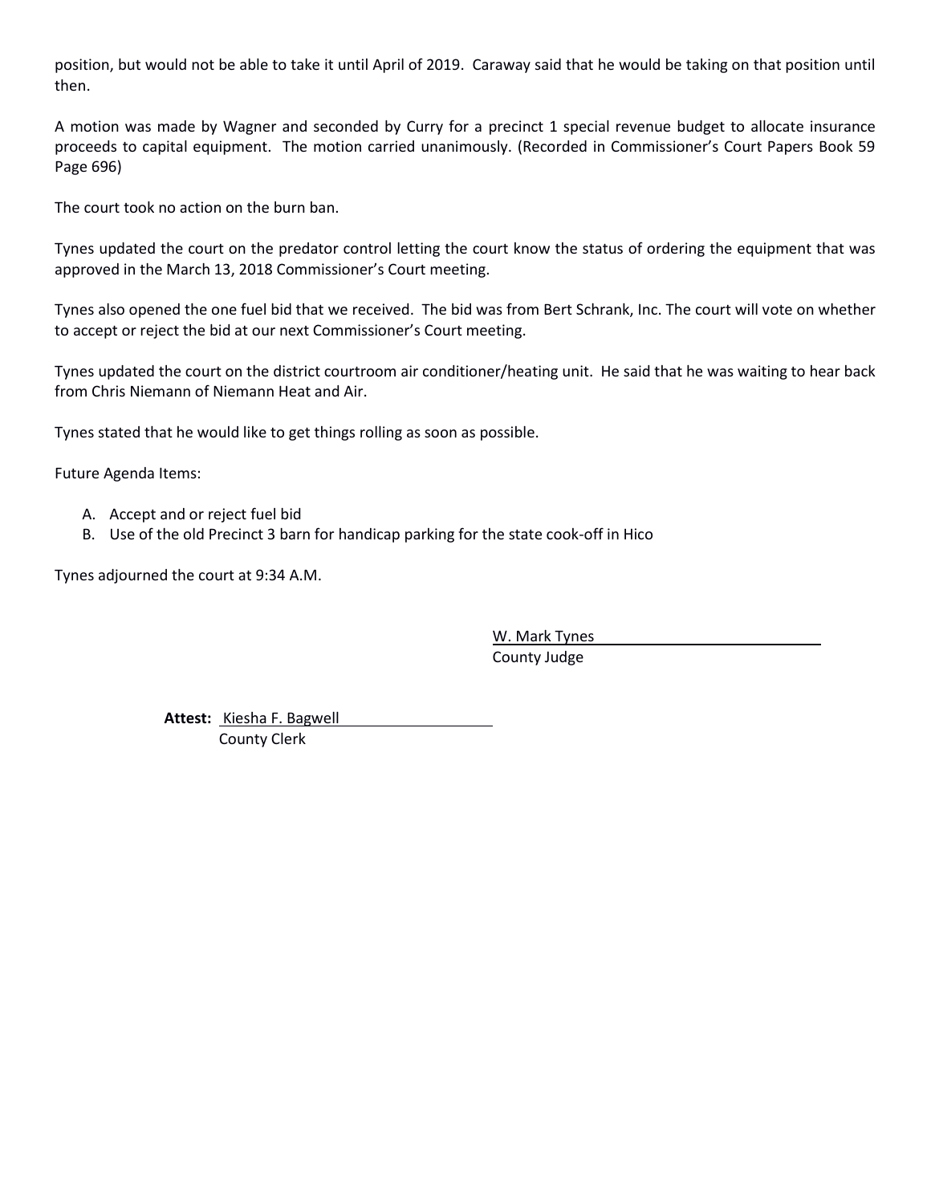position, but would not be able to take it until April of 2019. Caraway said that he would be taking on that position until then.

A motion was made by Wagner and seconded by Curry for a precinct 1 special revenue budget to allocate insurance proceeds to capital equipment. The motion carried unanimously. (Recorded in Commissioner's Court Papers Book 59 Page 696)

The court took no action on the burn ban.

Tynes updated the court on the predator control letting the court know the status of ordering the equipment that was approved in the March 13, 2018 Commissioner's Court meeting.

Tynes also opened the one fuel bid that we received. The bid was from Bert Schrank, Inc. The court will vote on whether to accept or reject the bid at our next Commissioner's Court meeting.

Tynes updated the court on the district courtroom air conditioner/heating unit. He said that he was waiting to hear back from Chris Niemann of Niemann Heat and Air.

Tynes stated that he would like to get things rolling as soon as possible.

Future Agenda Items:

A. Accept and or reject fuel bid
B. Use of the old Precinct 3 barn for handicap parking for the state cook-off in Hico

Tynes adjourned the court at 9:34 A.M.

W. Mark Tynes
County Judge

**Attest:** Kiesha F. Bagwell
County Clerk